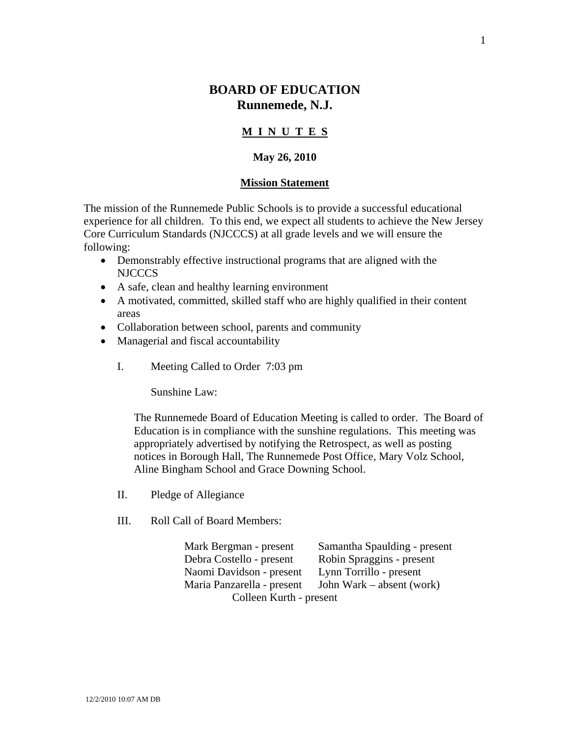# BOARD OF EDUCATION
## Runnemede, N.J.

**M I N U T E S**

**May 26, 2010**

**Mission Statement**

The mission of the Runnemede Public Schools is to provide a successful educational experience for all children. To this end, we expect all students to achieve the New Jersey Core Curriculum Standards (NJCCCS) at all grade levels and we will ensure the following:

- Demonstrably effective instructional programs that are aligned with the NJCCCS
- A safe, clean and healthy learning environment
- A motivated, committed, skilled staff who are highly qualified in their content areas
- Collaboration between school, parents and community
- Managerial and fiscal accountability

I. Meeting Called to Order 7:03 pm

Sunshine Law:

The Runnemede Board of Education Meeting is called to order. The Board of Education is in compliance with the sunshine regulations. This meeting was appropriately advertised by notifying the Retrospect, as well as posting notices in Borough Hall, The Runnemede Post Office, Mary Volz School, Aline Bingham School and Grace Downing School.

II. Pledge of Allegiance

III. Roll Call of Board Members:

| | |
|---|---|
| Mark Bergman - present | Samantha Spaulding - present |
| Debra Costello - present | Robin Spraggins - present |
| Naomi Davidson - present | Lynn Torrillo - present |
| Maria Panzarella - present | John Wark – absent (work) |

Colleen Kurth - present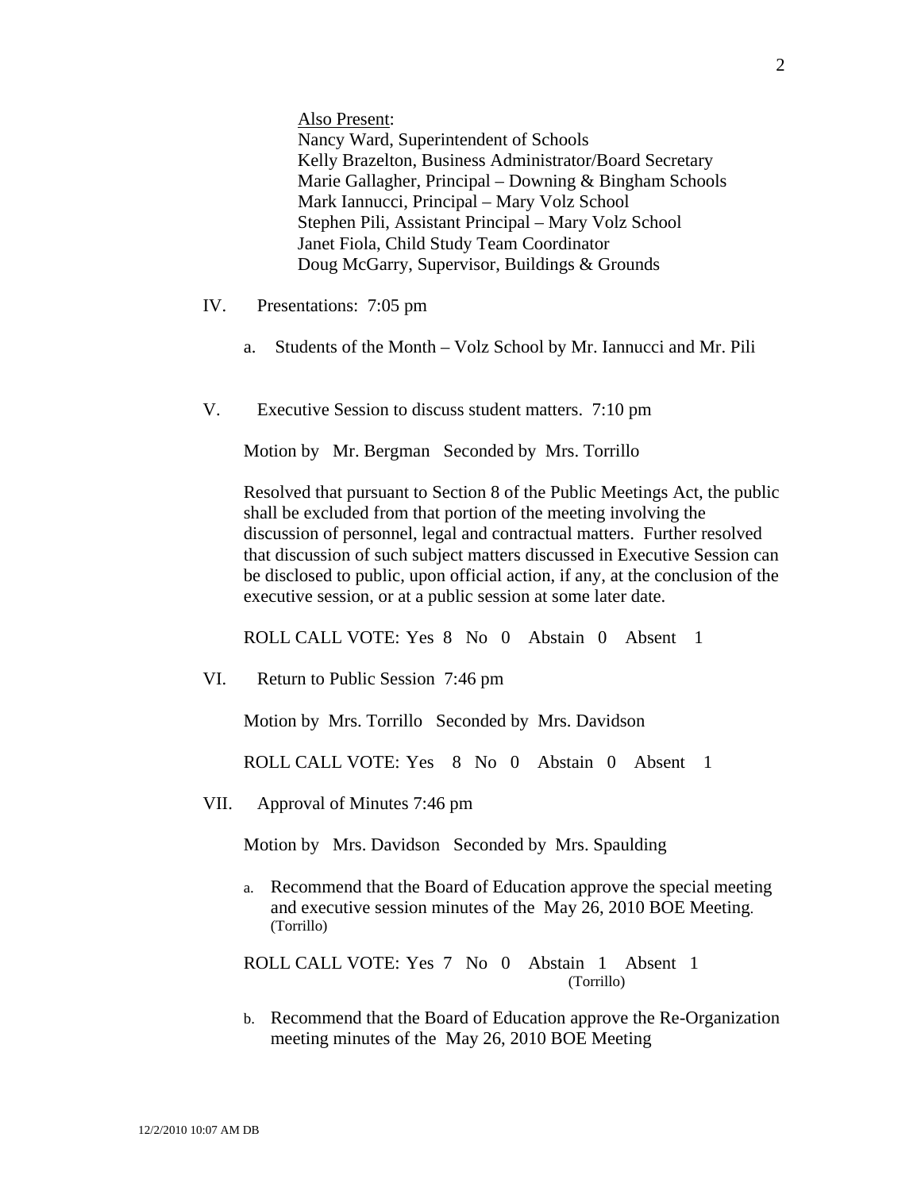Also Present:
Nancy Ward, Superintendent of Schools
Kelly Brazelton, Business Administrator/Board Secretary
Marie Gallagher, Principal – Downing & Bingham Schools
Mark Iannucci, Principal – Mary Volz School
Stephen Pili, Assistant Principal – Mary Volz School
Janet Fiola, Child Study Team Coordinator
Doug McGarry, Supervisor, Buildings & Grounds

IV. Presentations: 7:05 pm

a. Students of the Month – Volz School by Mr. Iannucci and Mr. Pili

V. Executive Session to discuss student matters. 7:10 pm

Motion by Mr. Bergman Seconded by Mrs. Torrillo

Resolved that pursuant to Section 8 of the Public Meetings Act, the public shall be excluded from that portion of the meeting involving the discussion of personnel, legal and contractual matters. Further resolved that discussion of such subject matters discussed in Executive Session can be disclosed to public, upon official action, if any, at the conclusion of the executive session, or at a public session at some later date.

ROLL CALL VOTE: Yes 8 No 0 Abstain 0 Absent 1

VI. Return to Public Session 7:46 pm

Motion by Mrs. Torrillo Seconded by Mrs. Davidson

ROLL CALL VOTE: Yes 8 No 0 Abstain 0 Absent 1

VII. Approval of Minutes 7:46 pm

Motion by Mrs. Davidson Seconded by Mrs. Spaulding

a. Recommend that the Board of Education approve the special meeting and executive session minutes of the May 26, 2010 BOE Meeting. (Torrillo)

ROLL CALL VOTE: Yes 7 No 0 Abstain 1 Absent 1
(Torrillo)

b. Recommend that the Board of Education approve the Re-Organization meeting minutes of the May 26, 2010 BOE Meeting

12/2/2010 10:07 AM DB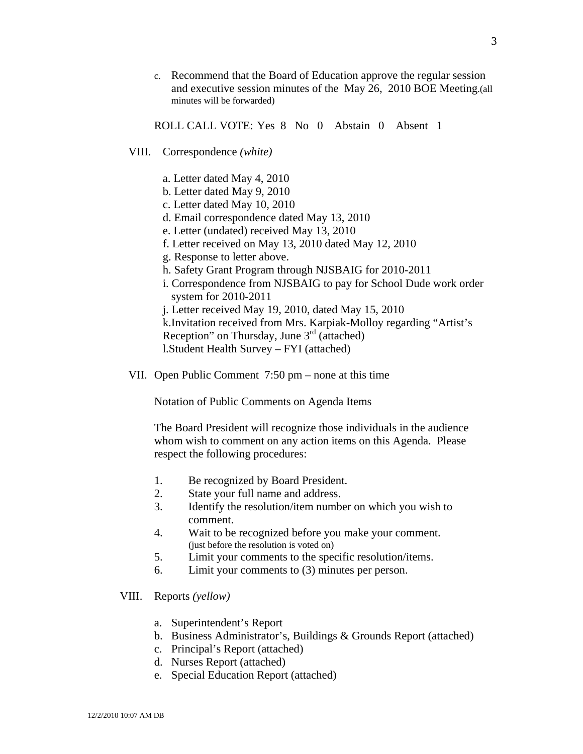c. Recommend that the Board of Education approve the regular session and executive session minutes of the May 26, 2010 BOE Meeting.(all minutes will be forwarded)

ROLL CALL VOTE: Yes 8 No 0 Abstain 0 Absent 1

VIII. Correspondence *(white)*

a. Letter dated May 4, 2010
b. Letter dated May 9, 2010
c. Letter dated May 10, 2010
d. Email correspondence dated May 13, 2010
e. Letter (undated) received May 13, 2010
f. Letter received on May 13, 2010 dated May 12, 2010
g. Response to letter above.
h. Safety Grant Program through NJSBAIG for 2010-2011
i. Correspondence from NJSBAIG to pay for School Dude work order system for 2010-2011
j. Letter received May 19, 2010, dated May 15, 2010
k.Invitation received from Mrs. Karpiak-Molloy regarding "Artist's Reception" on Thursday, June 3rd (attached)
l.Student Health Survey – FYI (attached)

VII. Open Public Comment 7:50 pm – none at this time

Notation of Public Comments on Agenda Items

The Board President will recognize those individuals in the audience whom wish to comment on any action items on this Agenda. Please respect the following procedures:

1. Be recognized by Board President.
2. State your full name and address.
3. Identify the resolution/item number on which you wish to comment.
4. Wait to be recognized before you make your comment. (just before the resolution is voted on)
5. Limit your comments to the specific resolution/items.
6. Limit your comments to (3) minutes per person.

VIII. Reports *(yellow)*

a. Superintendent's Report
b. Business Administrator's, Buildings & Grounds Report (attached)
c. Principal's Report (attached)
d. Nurses Report (attached)
e. Special Education Report (attached)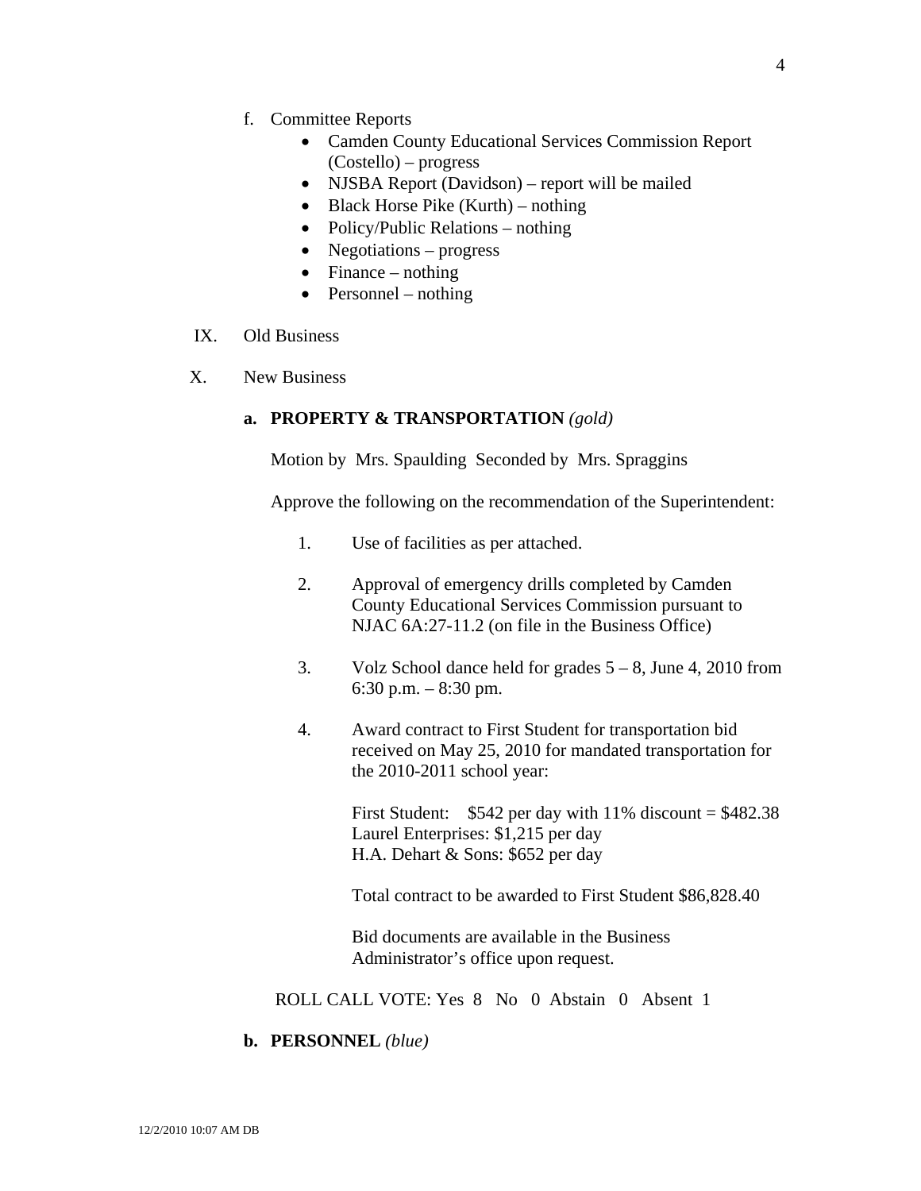f. Committee Reports
    - Camden County Educational Services Commission Report (Costello) – progress
    - NJSBA Report (Davidson) – report will be mailed
    - Black Horse Pike (Kurth) – nothing
    - Policy/Public Relations – nothing
    - Negotiations – progress
    - Finance – nothing
    - Personnel – nothing

IX. Old Business

X. New Business

**a. PROPERTY & TRANSPORTATION** *(gold)*

Motion by Mrs. Spaulding Seconded by Mrs. Spraggins

Approve the following on the recommendation of the Superintendent:

1. Use of facilities as per attached.

2. Approval of emergency drills completed by Camden County Educational Services Commission pursuant to NJAC 6A:27-11.2 (on file in the Business Office)

3. Volz School dance held for grades 5 – 8, June 4, 2010 from 6:30 p.m. – 8:30 pm.

4. Award contract to First Student for transportation bid received on May 25, 2010 for mandated transportation for the 2010-2011 school year:

   First Student: $542 per day with 11% discount = $482.38
   Laurel Enterprises: $1,215 per day
   H.A. Dehart & Sons: $652 per day

   Total contract to be awarded to First Student $86,828.40

   Bid documents are available in the Business Administrator's office upon request.

ROLL CALL VOTE: Yes 8 No 0 Abstain 0 Absent 1

**b. PERSONNEL** *(blue)*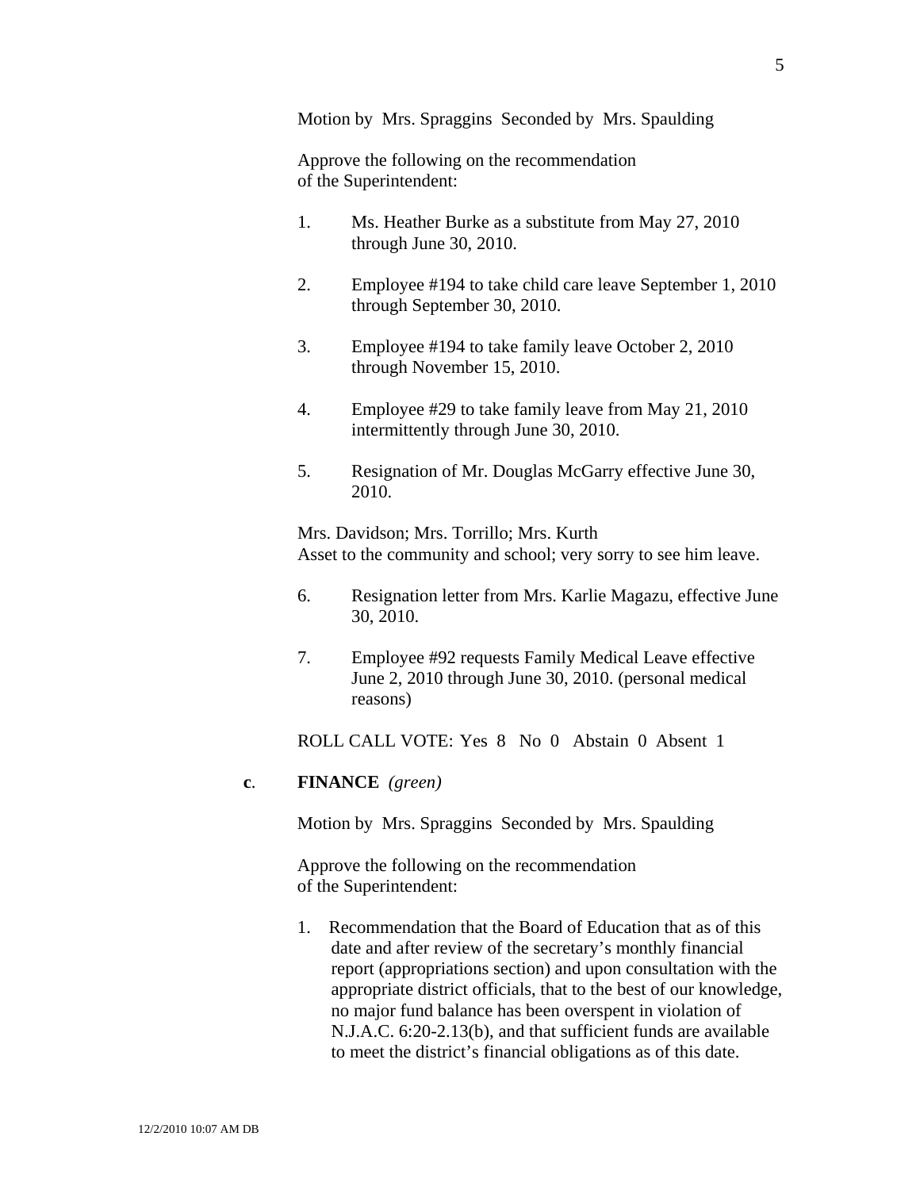Motion by Mrs. Spraggins Seconded by Mrs. Spaulding

Approve the following on the recommendation of the Superintendent:

1. Ms. Heather Burke as a substitute from May 27, 2010 through June 30, 2010.

2. Employee #194 to take child care leave September 1, 2010 through September 30, 2010.

3. Employee #194 to take family leave October 2, 2010 through November 15, 2010.

4. Employee #29 to take family leave from May 21, 2010 intermittently through June 30, 2010.

5. Resignation of Mr. Douglas McGarry effective June 30, 2010.

Mrs. Davidson; Mrs. Torrillo; Mrs. Kurth
Asset to the community and school; very sorry to see him leave.

6. Resignation letter from Mrs. Karlie Magazu, effective June 30, 2010.

7. Employee #92 requests Family Medical Leave effective June 2, 2010 through June 30, 2010. (personal medical reasons)

ROLL CALL VOTE: Yes 8 No 0 Abstain 0 Absent 1

**c**. **FINANCE** *(green)*

Motion by Mrs. Spraggins Seconded by Mrs. Spaulding

Approve the following on the recommendation of the Superintendent:

1. Recommendation that the Board of Education that as of this date and after review of the secretary's monthly financial report (appropriations section) and upon consultation with the appropriate district officials, that to the best of our knowledge, no major fund balance has been overspent in violation of N.J.A.C. 6:20-2.13(b), and that sufficient funds are available to meet the district's financial obligations as of this date.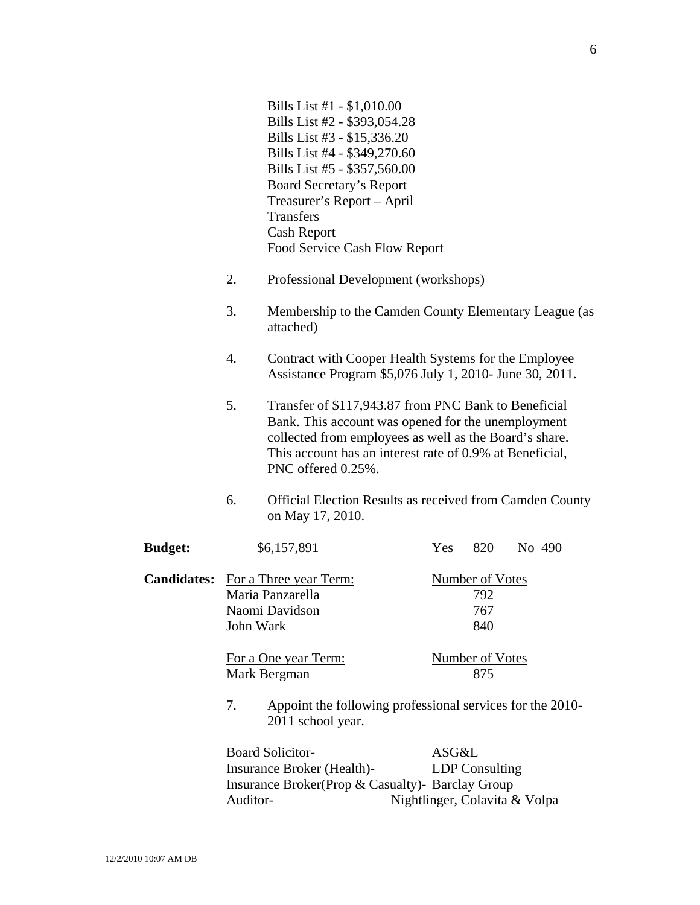Bills List #1 - $1,010.00
Bills List #2 - $393,054.28
Bills List #3 - $15,336.20
Bills List #4 - $349,270.60
Bills List #5 - $357,560.00
Board Secretary's Report
Treasurer's Report – April
Transfers
Cash Report
Food Service Cash Flow Report

2. Professional Development (workshops)

3. Membership to the Camden County Elementary League (as attached)

4. Contract with Cooper Health Systems for the Employee Assistance Program $5,076 July 1, 2010- June 30, 2011.

5. Transfer of $117,943.87 from PNC Bank to Beneficial Bank. This account was opened for the unemployment collected from employees as well as the Board's share. This account has an interest rate of 0.9% at Beneficial, PNC offered 0.25%.

6. Official Election Results as received from Camden County on May 17, 2010.

**Budget:** $6,157,891 Yes 820 No 490

**Candidates:**

| For a Three year Term: | Number of Votes |
|---|---|
| Maria Panzarella | 792 |
| Naomi Davidson | 767 |
| John Wark | 840 |

| For a One year Term: | Number of Votes |
|---|---|
| Mark Bergman | 875 |

7. Appoint the following professional services for the 2010-2011 school year.

| | |
|---|---|
| Board Solicitor- | ASG&L |
| Insurance Broker (Health)- | LDP Consulting |
| Insurance Broker(Prop & Casualty)- | Barclay Group |
| Auditor- | Nightlinger, Colavita & Volpa |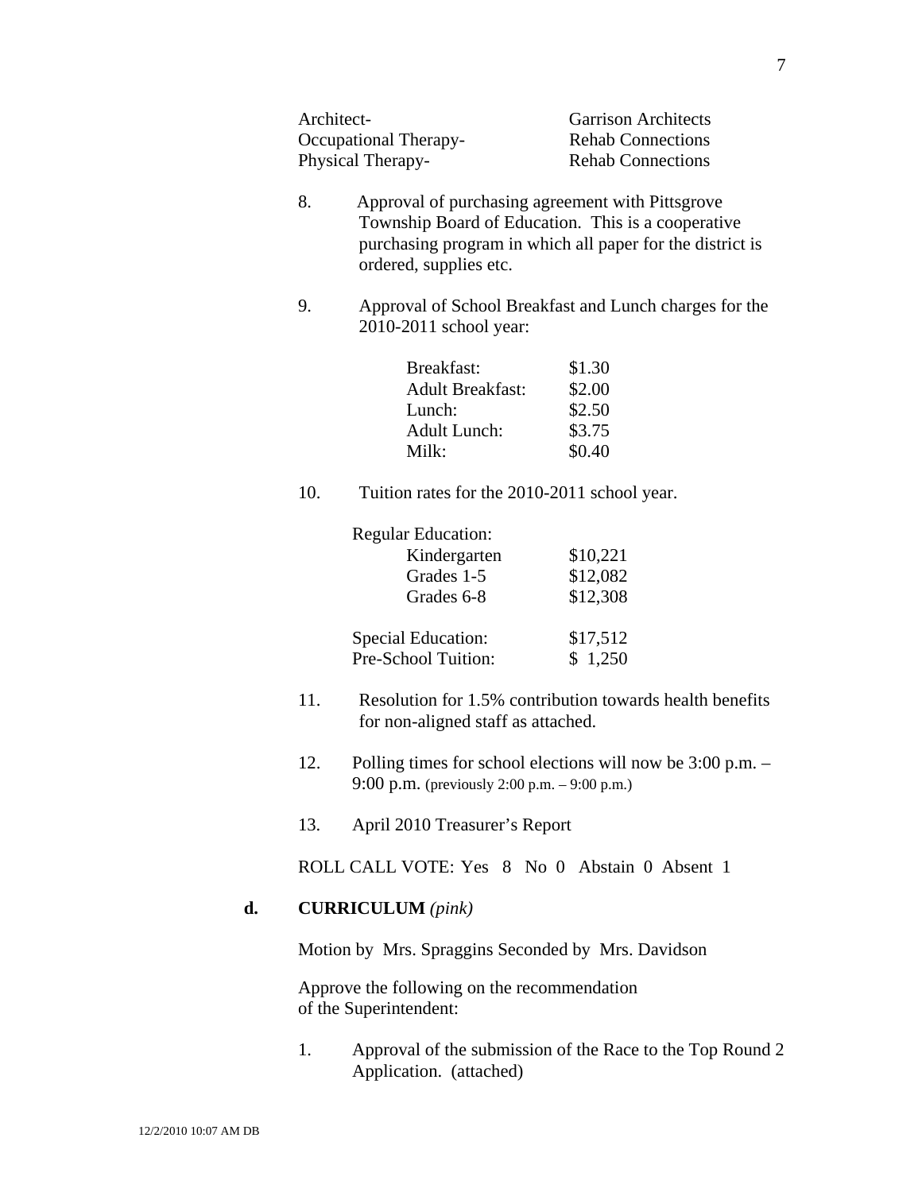| | |
|---|---|
| Architect- | Garrison Architects |
| Occupational Therapy- | Rehab Connections |
| Physical Therapy- | Rehab Connections |

8. Approval of purchasing agreement with Pittsgrove Township Board of Education. This is a cooperative purchasing program in which all paper for the district is ordered, supplies etc.

9. Approval of School Breakfast and Lunch charges for the 2010-2011 school year:

| | |
|---|---|
| Breakfast: | $1.30 |
| Adult Breakfast: | $2.00 |
| Lunch: | $2.50 |
| Adult Lunch: | $3.75 |
| Milk: | $0.40 |

10. Tuition rates for the 2010-2011 school year.

| | |
|---|---|
| Regular Education: | |
| Kindergarten | $10,221 |
| Grades 1-5 | $12,082 |
| Grades 6-8 | $12,308 |
| Special Education: | $17,512 |
| Pre-School Tuition: | $ 1,250 |

11. Resolution for 1.5% contribution towards health benefits for non-aligned staff as attached.

12. Polling times for school elections will now be 3:00 p.m. – 9:00 p.m. (previously 2:00 p.m. – 9:00 p.m.)

13. April 2010 Treasurer's Report

ROLL CALL VOTE: Yes 8 No 0 Abstain 0 Absent 1

**d. CURRICULUM** *(pink)*

Motion by Mrs. Spraggins Seconded by Mrs. Davidson

Approve the following on the recommendation of the Superintendent:

1. Approval of the submission of the Race to the Top Round 2 Application. (attached)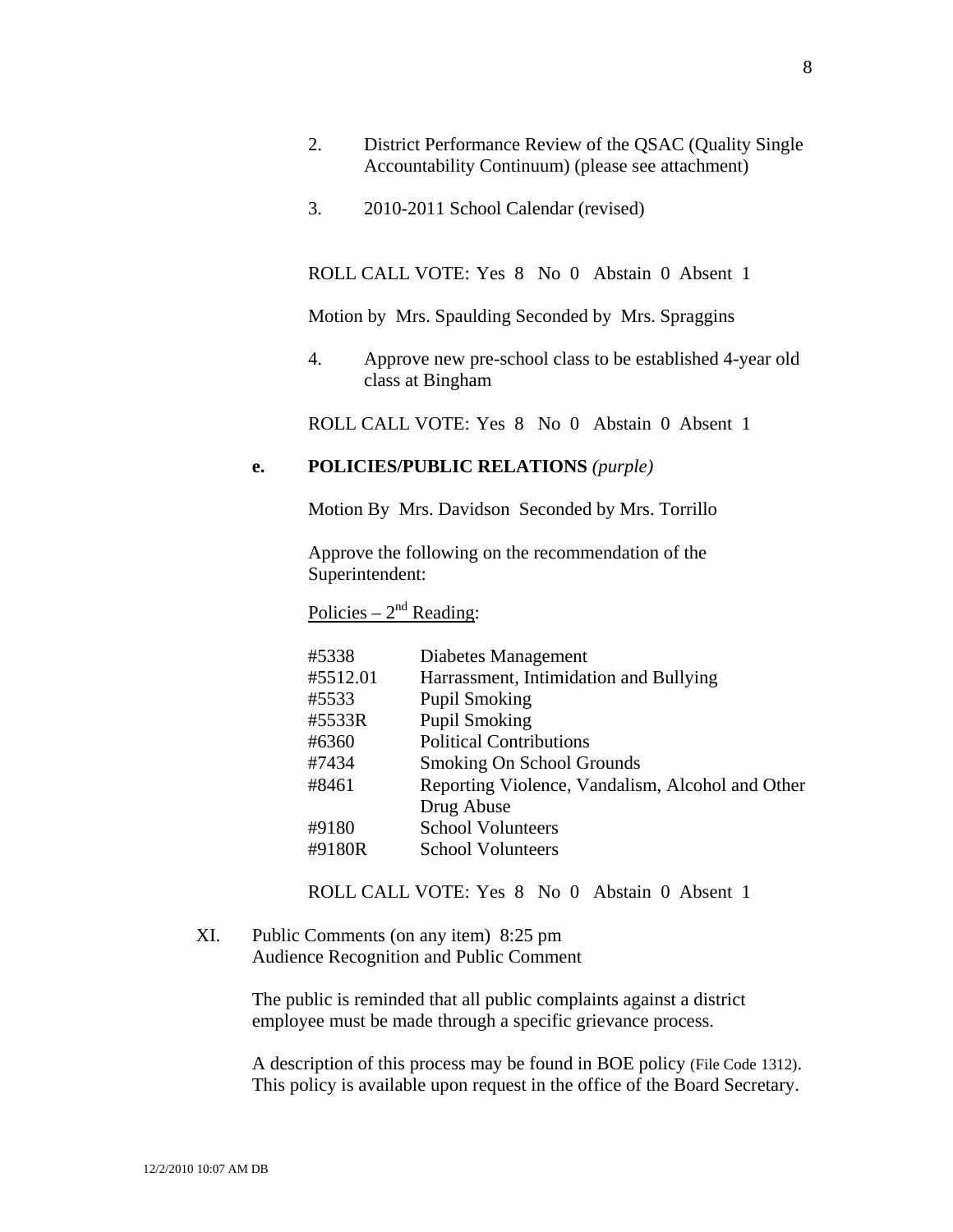2. District Performance Review of the QSAC (Quality Single Accountability Continuum) (please see attachment)

3. 2010-2011 School Calendar (revised)

ROLL CALL VOTE: Yes 8 No 0 Abstain 0 Absent 1

Motion by Mrs. Spaulding Seconded by Mrs. Spraggins

4. Approve new pre-school class to be established 4-year old class at Bingham

ROLL CALL VOTE: Yes 8 No 0 Abstain 0 Absent 1

**e. POLICIES/PUBLIC RELATIONS** *(purple)*

Motion By Mrs. Davidson Seconded by Mrs. Torrillo

Approve the following on the recommendation of the Superintendent:

Policies – 2nd Reading:

| | |
|---|---|
| #5338 | Diabetes Management |
| #5512.01 | Harrassment, Intimidation and Bullying |
| #5533 | Pupil Smoking |
| #5533R | Pupil Smoking |
| #6360 | Political Contributions |
| #7434 | Smoking On School Grounds |
| #8461 | Reporting Violence, Vandalism, Alcohol and Other Drug Abuse |
| #9180 | School Volunteers |
| #9180R | School Volunteers |

ROLL CALL VOTE: Yes 8 No 0 Abstain 0 Absent 1

XI. Public Comments (on any item) 8:25 pm
Audience Recognition and Public Comment

The public is reminded that all public complaints against a district employee must be made through a specific grievance process.

A description of this process may be found in BOE policy (File Code 1312). This policy is available upon request in the office of the Board Secretary.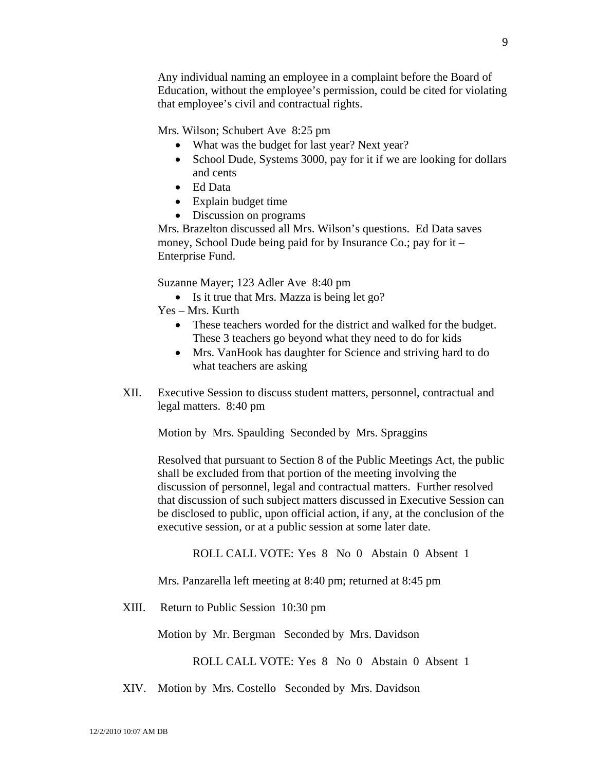Any individual naming an employee in a complaint before the Board of Education, without the employee's permission, could be cited for violating that employee's civil and contractual rights.

Mrs. Wilson; Schubert Ave 8:25 pm

- What was the budget for last year? Next year?
- School Dude, Systems 3000, pay for it if we are looking for dollars and cents
- Ed Data
- Explain budget time
- Discussion on programs

Mrs. Brazelton discussed all Mrs. Wilson's questions. Ed Data saves money, School Dude being paid for by Insurance Co.; pay for it – Enterprise Fund.

Suzanne Mayer; 123 Adler Ave 8:40 pm

- Is it true that Mrs. Mazza is being let go?

Yes – Mrs. Kurth

- These teachers worded for the district and walked for the budget. These 3 teachers go beyond what they need to do for kids
- Mrs. VanHook has daughter for Science and striving hard to do what teachers are asking

XII. Executive Session to discuss student matters, personnel, contractual and legal matters. 8:40 pm

Motion by Mrs. Spaulding Seconded by Mrs. Spraggins

Resolved that pursuant to Section 8 of the Public Meetings Act, the public shall be excluded from that portion of the meeting involving the discussion of personnel, legal and contractual matters. Further resolved that discussion of such subject matters discussed in Executive Session can be disclosed to public, upon official action, if any, at the conclusion of the executive session, or at a public session at some later date.

ROLL CALL VOTE: Yes 8 No 0 Abstain 0 Absent 1

Mrs. Panzarella left meeting at 8:40 pm; returned at 8:45 pm

XIII. Return to Public Session 10:30 pm

Motion by Mr. Bergman Seconded by Mrs. Davidson

ROLL CALL VOTE: Yes 8 No 0 Abstain 0 Absent 1

XIV. Motion by Mrs. Costello Seconded by Mrs. Davidson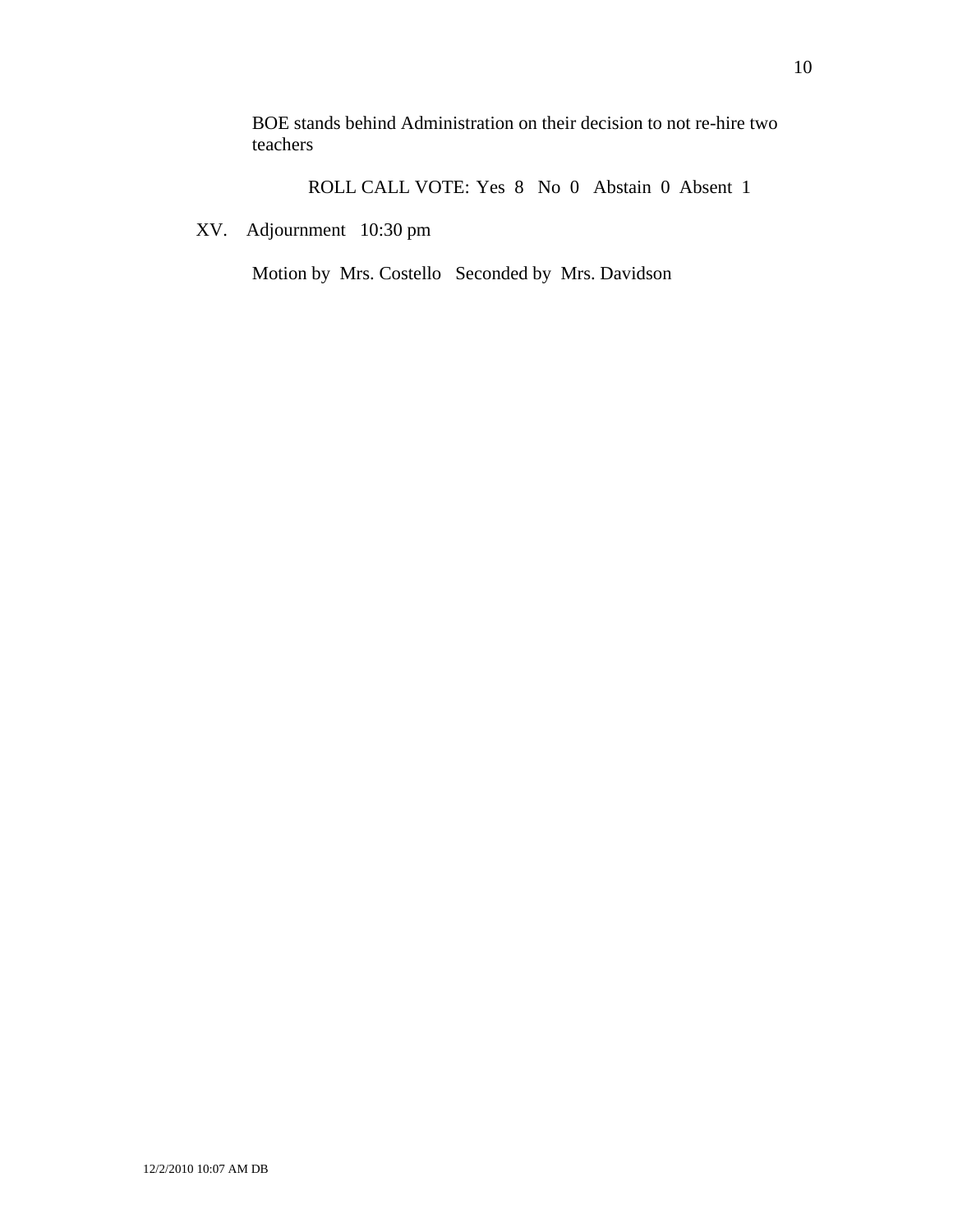BOE stands behind Administration on their decision to not re-hire two teachers

ROLL CALL VOTE: Yes 8 No 0 Abstain 0 Absent 1

XV. Adjournment 10:30 pm

Motion by Mrs. Costello Seconded by Mrs. Davidson

12/2/2010 10:07 AM DB